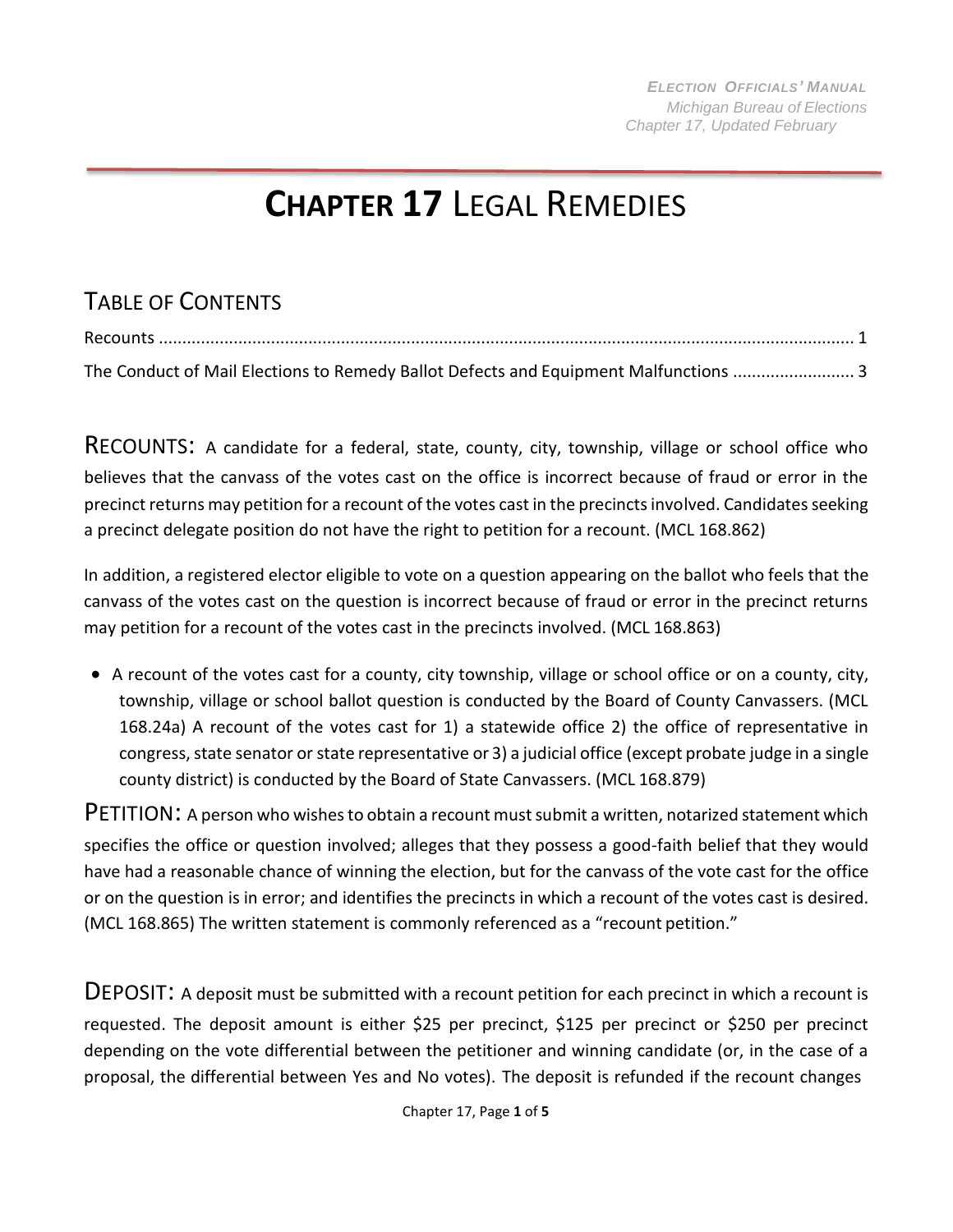# CHAPTER 17 LEGAL REMEDIES

## TABLE OF CONTENTS

Recounts ..................................................................................................................................... 1

The Conduct of Mail Elections to Remedy Ballot Defects and Equipment Malfunctions .......................... 3

**RECOUNTS:** A candidate for a federal, state, county, city, township, village or school office who believes that the canvass of the votes cast on the office is incorrect because of fraud or error in the precinct returns may petition for a recount of the votes cast in the precincts involved. Candidates seeking a precinct delegate position do not have the right to petition for a recount. (MCL 168.862)

In addition, a registered elector eligible to vote on a question appearing on the ballot who feels that the canvass of the votes cast on the question is incorrect because of fraud or error in the precinct returns may petition for a recount of the votes cast in the precincts involved. (MCL 168.863)

- A recount of the votes cast for a county, city township, village or school office or on a county, city, township, village or school ballot question is conducted by the Board of County Canvassers. (MCL 168.24a) A recount of the votes cast for 1) a statewide office 2) the office of representative in congress, state senator or state representative or 3) a judicial office (except probate judge in a single county district) is conducted by the Board of State Canvassers. (MCL 168.879)

**PETITION:** A person who wishes to obtain a recount must submit a written, notarized statement which specifies the office or question involved; alleges that they possess a good-faith belief that they would have had a reasonable chance of winning the election, but for the canvass of the vote cast for the office or on the question is in error; and identifies the precincts in which a recount of the votes cast is desired. (MCL 168.865) The written statement is commonly referenced as a "recount petition."

**DEPOSIT:** A deposit must be submitted with a recount petition for each precinct in which a recount is requested. The deposit amount is either $25 per precinct, $125 per precinct or $250 per precinct depending on the vote differential between the petitioner and winning candidate (or, in the case of a proposal, the differential between Yes and No votes). The deposit is refunded if the recount changes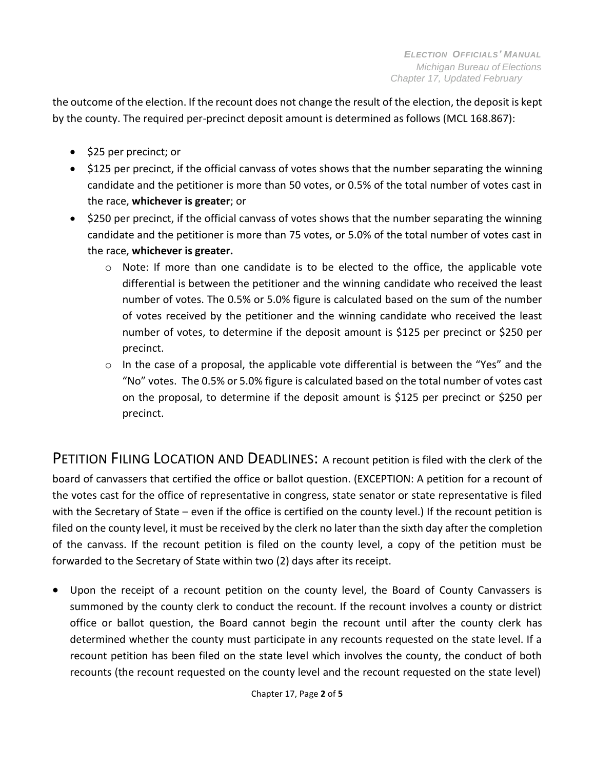the outcome of the election. If the recount does not change the result of the election, the deposit is kept by the county. The required per-precinct deposit amount is determined as follows (MCL 168.867):

- $25 per precinct; or
- $125 per precinct, if the official canvass of votes shows that the number separating the winning candidate and the petitioner is more than 50 votes, or 0.5% of the total number of votes cast in the race, **whichever is greater**; or
- $250 per precinct, if the official canvass of votes shows that the number separating the winning candidate and the petitioner is more than 75 votes, or 5.0% of the total number of votes cast in the race, **whichever is greater.**
  - Note: If more than one candidate is to be elected to the office, the applicable vote differential is between the petitioner and the winning candidate who received the least number of votes. The 0.5% or 5.0% figure is calculated based on the sum of the number of votes received by the petitioner and the winning candidate who received the least number of votes, to determine if the deposit amount is $125 per precinct or $250 per precinct.
  - In the case of a proposal, the applicable vote differential is between the "Yes" and the "No" votes. The 0.5% or 5.0% figure is calculated based on the total number of votes cast on the proposal, to determine if the deposit amount is $125 per precinct or $250 per precinct.

## PETITION FILING LOCATION AND DEADLINES:

A recount petition is filed with the clerk of the board of canvassers that certified the office or ballot question. (EXCEPTION: A petition for a recount of the votes cast for the office of representative in congress, state senator or state representative is filed with the Secretary of State – even if the office is certified on the county level.) If the recount petition is filed on the county level, it must be received by the clerk no later than the sixth day after the completion of the canvass. If the recount petition is filed on the county level, a copy of the petition must be forwarded to the Secretary of State within two (2) days after its receipt.

- Upon the receipt of a recount petition on the county level, the Board of County Canvassers is summoned by the county clerk to conduct the recount. If the recount involves a county or district office or ballot question, the Board cannot begin the recount until after the county clerk has determined whether the county must participate in any recounts requested on the state level. If a recount petition has been filed on the state level which involves the county, the conduct of both recounts (the recount requested on the county level and the recount requested on the state level)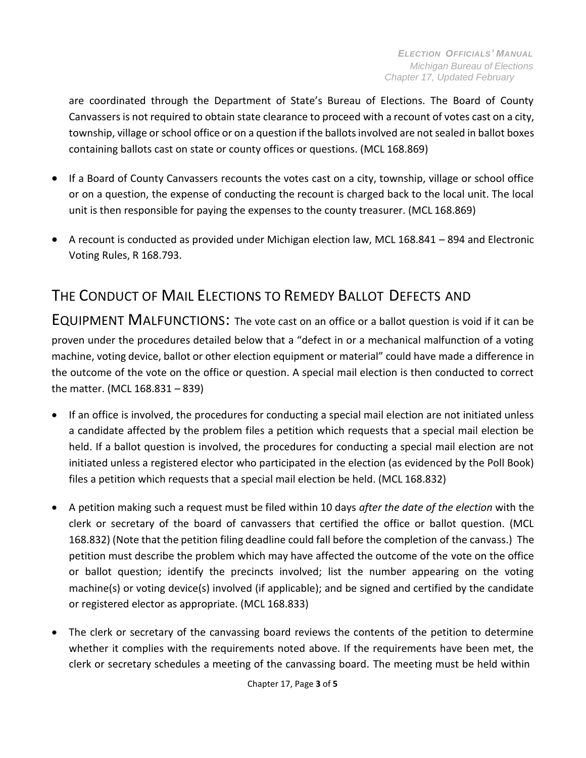are coordinated through the Department of State's Bureau of Elections. The Board of County Canvassers is not required to obtain state clearance to proceed with a recount of votes cast on a city, township, village or school office or on a question if the ballots involved are not sealed in ballot boxes containing ballots cast on state or county offices or questions. (MCL 168.869)

- If a Board of County Canvassers recounts the votes cast on a city, township, village or school office or on a question, the expense of conducting the recount is charged back to the local unit. The local unit is then responsible for paying the expenses to the county treasurer. (MCL 168.869)
- A recount is conducted as provided under Michigan election law, MCL 168.841 – 894 and Electronic Voting Rules, R 168.793.

## THE CONDUCT OF MAIL ELECTIONS TO REMEDY BALLOT DEFECTS AND EQUIPMENT MALFUNCTIONS:

The vote cast on an office or a ballot question is void if it can be proven under the procedures detailed below that a "defect in or a mechanical malfunction of a voting machine, voting device, ballot or other election equipment or material" could have made a difference in the outcome of the vote on the office or question. A special mail election is then conducted to correct the matter. (MCL 168.831 – 839)

- If an office is involved, the procedures for conducting a special mail election are not initiated unless a candidate affected by the problem files a petition which requests that a special mail election be held. If a ballot question is involved, the procedures for conducting a special mail election are not initiated unless a registered elector who participated in the election (as evidenced by the Poll Book) files a petition which requests that a special mail election be held. (MCL 168.832)
- A petition making such a request must be filed within 10 days *after the date of the election* with the clerk or secretary of the board of canvassers that certified the office or ballot question. (MCL 168.832) (Note that the petition filing deadline could fall before the completion of the canvass.) The petition must describe the problem which may have affected the outcome of the vote on the office or ballot question; identify the precincts involved; list the number appearing on the voting machine(s) or voting device(s) involved (if applicable); and be signed and certified by the candidate or registered elector as appropriate. (MCL 168.833)
- The clerk or secretary of the canvassing board reviews the contents of the petition to determine whether it complies with the requirements noted above. If the requirements have been met, the clerk or secretary schedules a meeting of the canvassing board. The meeting must be held within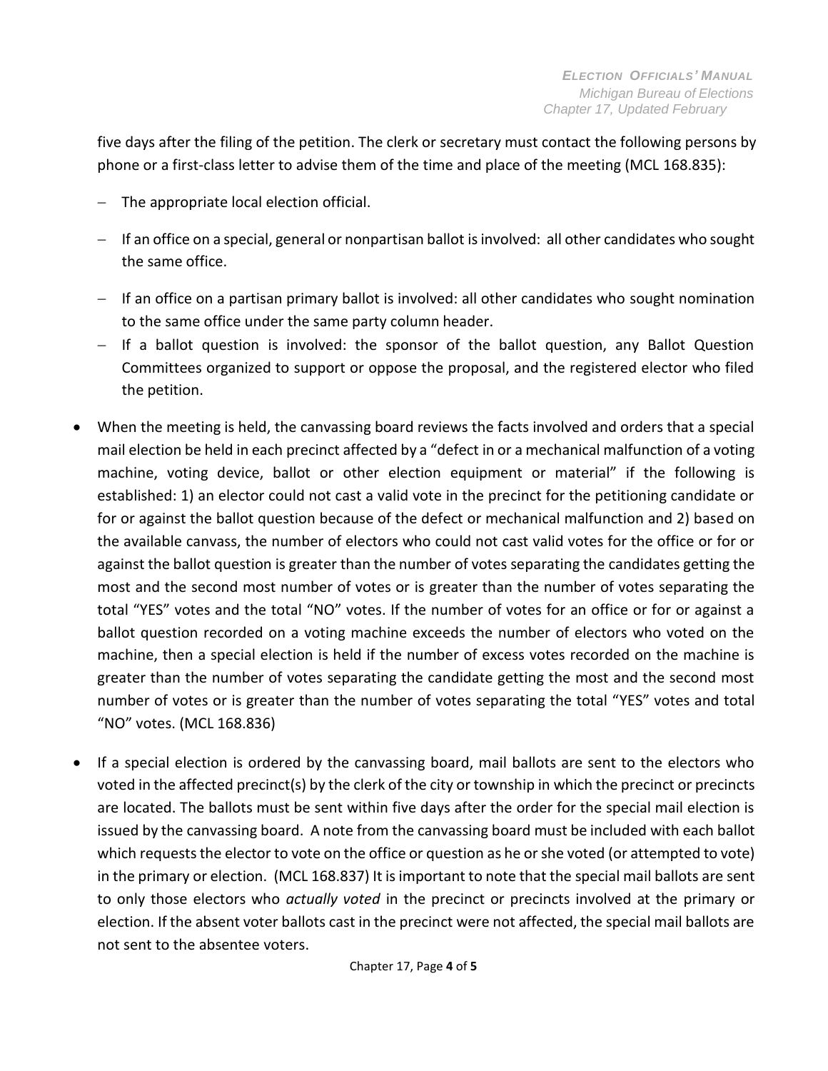five days after the filing of the petition. The clerk or secretary must contact the following persons by phone or a first-class letter to advise them of the time and place of the meeting (MCL 168.835):

- The appropriate local election official.
- If an office on a special, general or nonpartisan ballot is involved: all other candidates who sought the same office.
- If an office on a partisan primary ballot is involved: all other candidates who sought nomination to the same office under the same party column header.
- If a ballot question is involved: the sponsor of the ballot question, any Ballot Question Committees organized to support or oppose the proposal, and the registered elector who filed the petition.

- When the meeting is held, the canvassing board reviews the facts involved and orders that a special mail election be held in each precinct affected by a "defect in or a mechanical malfunction of a voting machine, voting device, ballot or other election equipment or material" if the following is established: 1) an elector could not cast a valid vote in the precinct for the petitioning candidate or for or against the ballot question because of the defect or mechanical malfunction and 2) based on the available canvass, the number of electors who could not cast valid votes for the office or for or against the ballot question is greater than the number of votes separating the candidates getting the most and the second most number of votes or is greater than the number of votes separating the total "YES" votes and the total "NO" votes. If the number of votes for an office or for or against a ballot question recorded on a voting machine exceeds the number of electors who voted on the machine, then a special election is held if the number of excess votes recorded on the machine is greater than the number of votes separating the candidate getting the most and the second most number of votes or is greater than the number of votes separating the total "YES" votes and total "NO" votes. (MCL 168.836)

- If a special election is ordered by the canvassing board, mail ballots are sent to the electors who voted in the affected precinct(s) by the clerk of the city or township in which the precinct or precincts are located. The ballots must be sent within five days after the order for the special mail election is issued by the canvassing board. A note from the canvassing board must be included with each ballot which requests the elector to vote on the office or question as he or she voted (or attempted to vote) in the primary or election. (MCL 168.837) It is important to note that the special mail ballots are sent to only those electors who *actually voted* in the precinct or precincts involved at the primary or election. If the absent voter ballots cast in the precinct were not affected, the special mail ballots are not sent to the absentee voters.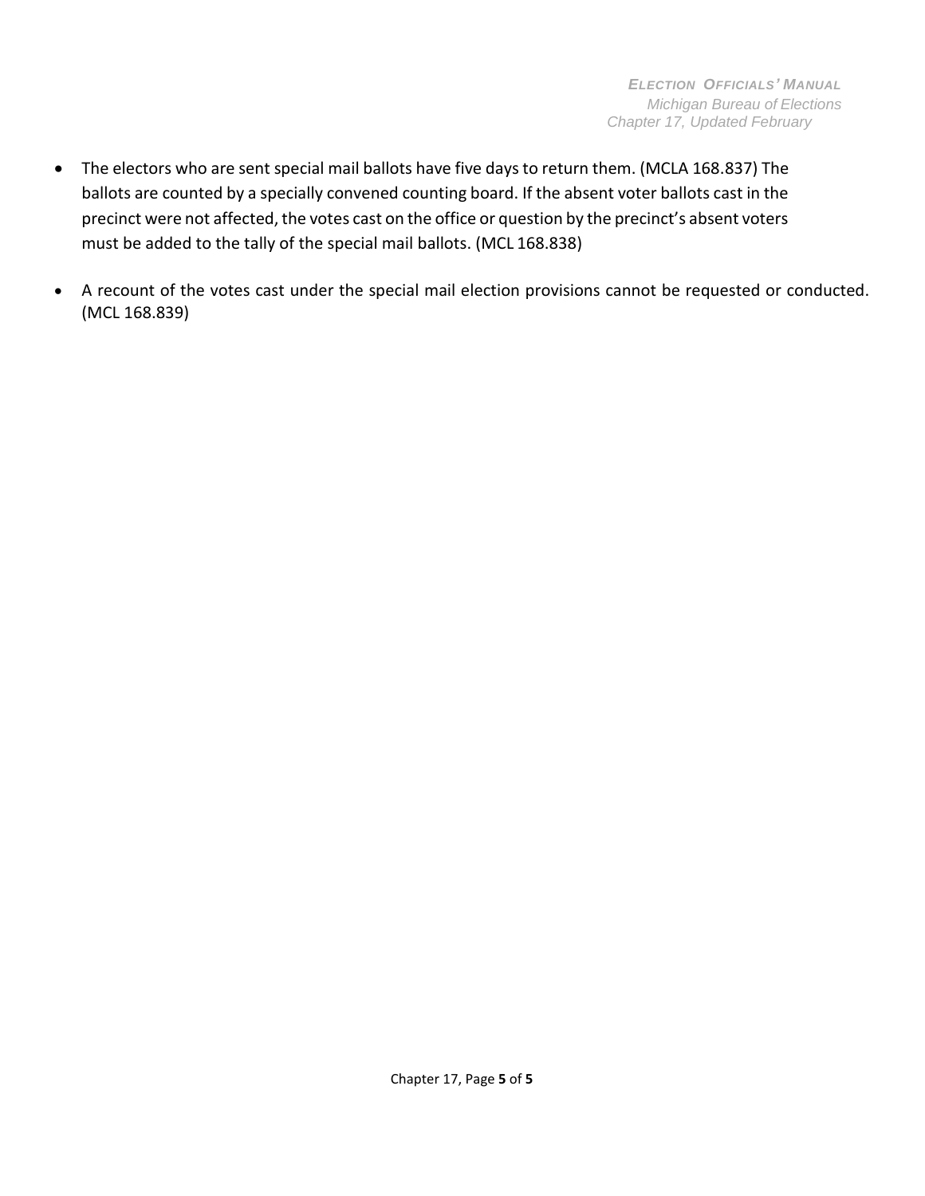- The electors who are sent special mail ballots have five days to return them. (MCLA 168.837) The ballots are counted by a specially convened counting board. If the absent voter ballots cast in the precinct were not affected, the votes cast on the office or question by the precinct's absent voters must be added to the tally of the special mail ballots. (MCL 168.838)

- A recount of the votes cast under the special mail election provisions cannot be requested or conducted. (MCL 168.839)